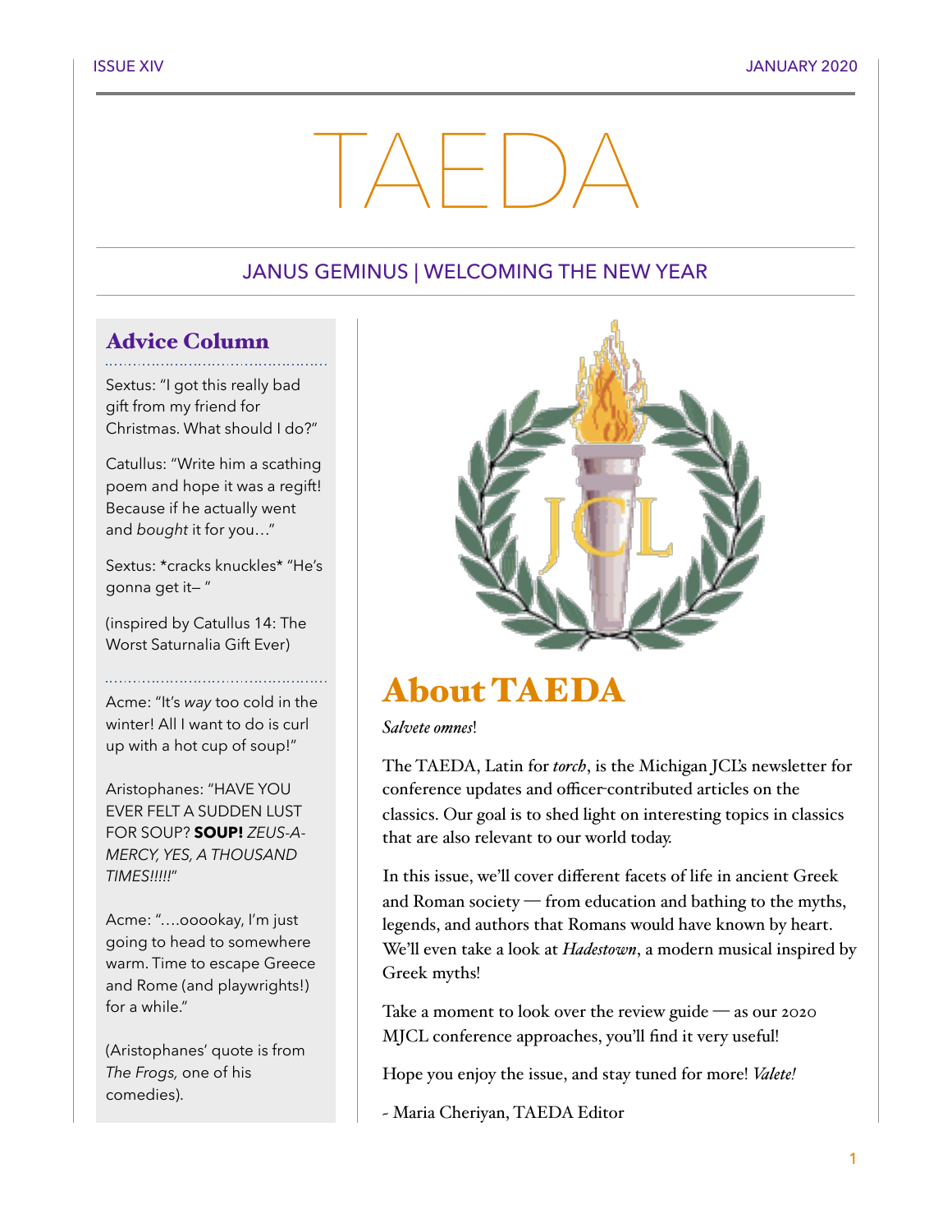# TAEDA

## JANUS GEMINUS | WELCOMING THE NEW YEAR

### Advice Column

Sextus: "I got this really bad gift from my friend for Christmas. What should I do?"

Catullus: "Write him a scathing poem and hope it was a regift! Because if he actually went and *bought* it for you…"

Sextus: *cracks knuckles* "He's gonna get it– "

(inspired by Catullus 14: The Worst Saturnalia Gift Ever)

---

Acme: "It's *way* too cold in the winter! All I want to do is curl up with a hot cup of soup!"

Aristophanes: "HAVE YOU EVER FELT A SUDDEN LUST FOR SOUP? **SOUP!** *ZEUS-A-MERCY, YES, A THOUSAND TIMES!!!!!*"

Acme: "….ooookay, I'm just going to head to somewhere warm. Time to escape Greece and Rome (and playwrights!) for a while."

(Aristophanes' quote is from *The Frogs,* one of his comedies).

## About TAEDA

*Salvete omnes*!

The TAEDA, Latin for *torch*, is the Michigan JCL's newsletter for conference updates and officer-contributed articles on the classics. Our goal is to shed light on interesting topics in classics that are also relevant to our world today.

In this issue, we'll cover different facets of life in ancient Greek and Roman society — from education and bathing to the myths, legends, and authors that Romans would have known by heart. We'll even take a look at *Hadestown*, a modern musical inspired by Greek myths!

Take a moment to look over the review guide — as our 2020 MJCL conference approaches, you'll find it very useful!

Hope you enjoy the issue, and stay tuned for more! *Valete!*

- Maria Cheriyan, TAEDA Editor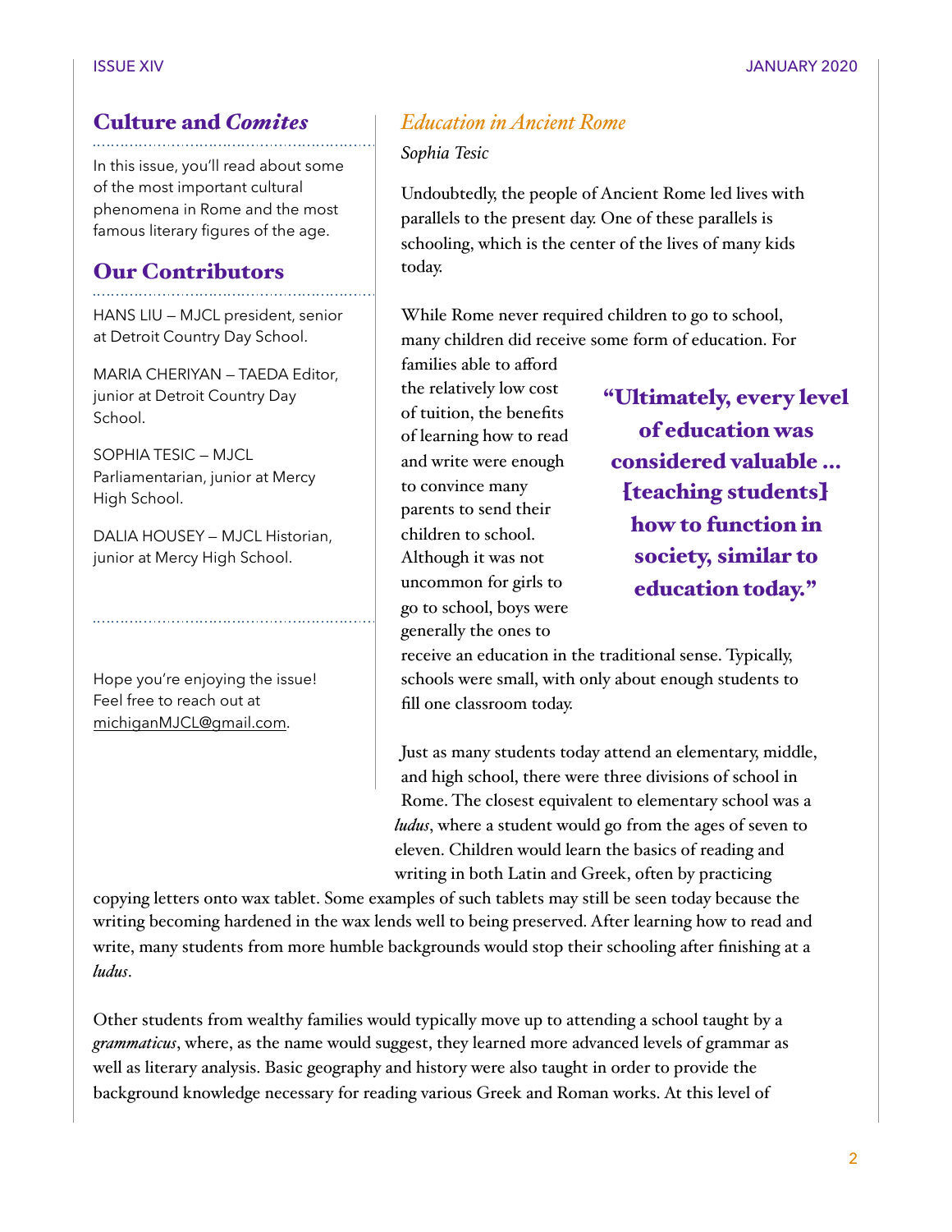## Culture and *Comites*

In this issue, you'll read about some of the most important cultural phenomena in Rome and the most famous literary figures of the age.

## Our Contributors

HANS LIU – MJCL president, senior at Detroit Country Day School.

MARIA CHERIYAN – TAEDA Editor, junior at Detroit Country Day School.

SOPHIA TESIC – MJCL Parliamentarian, junior at Mercy High School.

DALIA HOUSEY – MJCL Historian, junior at Mercy High School.

Hope you're enjoying the issue! Feel free to reach out at michiganMJCL@gmail.com.

## *Education in Ancient Rome*

*Sophia Tesic*

Undoubtedly, the people of Ancient Rome led lives with parallels to the present day. One of these parallels is schooling, which is the center of the lives of many kids today.

While Rome never required children to go to school, many children did receive some form of education. For families able to afford the relatively low cost of tuition, the benefits of learning how to read and write were enough to convince many parents to send their children to school. Although it was not uncommon for girls to go to school, boys were generally the ones to receive an education in the traditional sense. Typically, schools were small, with only about enough students to fill one classroom today.

> **"Ultimately, every level of education was considered valuable … [teaching students] how to function in society, similar to education today."**

Just as many students today attend an elementary, middle, and high school, there were three divisions of school in Rome. The closest equivalent to elementary school was a *ludus*, where a student would go from the ages of seven to eleven. Children would learn the basics of reading and writing in both Latin and Greek, often by practicing copying letters onto wax tablet. Some examples of such tablets may still be seen today because the writing becoming hardened in the wax lends well to being preserved. After learning how to read and write, many students from more humble backgrounds would stop their schooling after finishing at a *ludus*.

Other students from wealthy families would typically move up to attending a school taught by a *grammaticus*, where, as the name would suggest, they learned more advanced levels of grammar as well as literary analysis. Basic geography and history were also taught in order to provide the background knowledge necessary for reading various Greek and Roman works. At this level of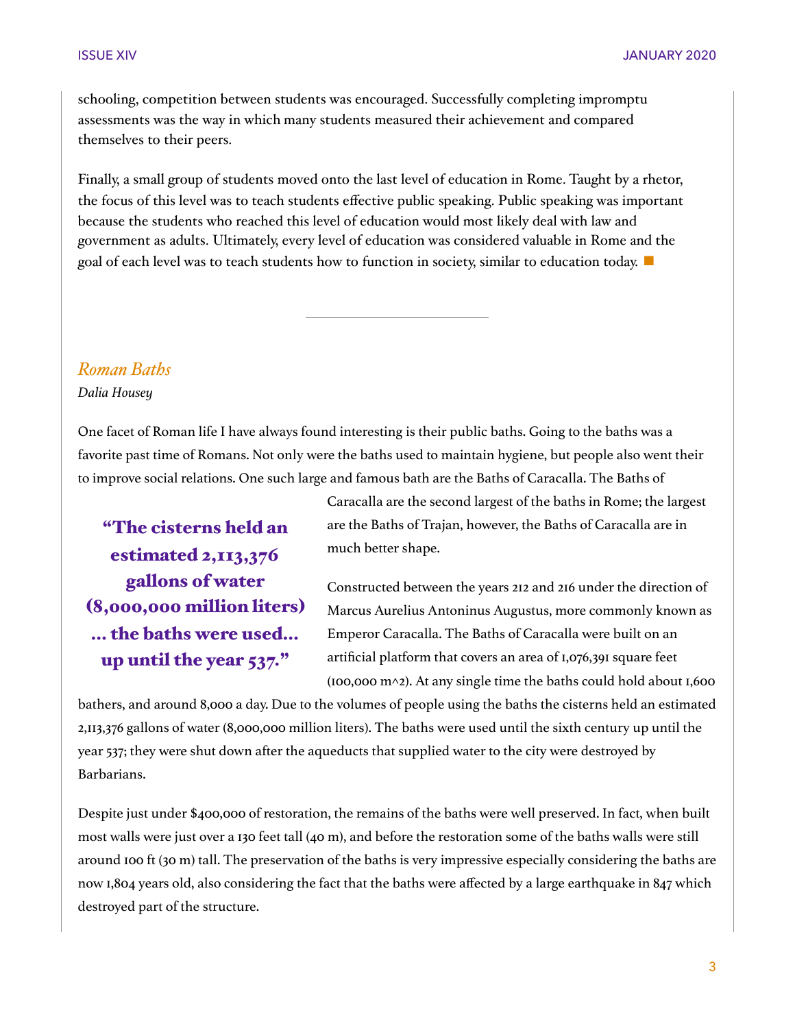schooling, competition between students was encouraged. Successfully completing impromptu assessments was the way in which many students measured their achievement and compared themselves to their peers.

Finally, a small group of students moved onto the last level of education in Rome. Taught by a rhetor, the focus of this level was to teach students effective public speaking. Public speaking was important because the students who reached this level of education would most likely deal with law and government as adults. Ultimately, every level of education was considered valuable in Rome and the goal of each level was to teach students how to function in society, similar to education today. ■

---

## *Roman Baths*

*Dalia Housey*

One facet of Roman life I have always found interesting is their public baths. Going to the baths was a favorite past time of Romans. Not only were the baths used to maintain hygiene, but people also went their to improve social relations. One such large and famous bath are the Baths of Caracalla. The Baths of Caracalla are the second largest of the baths in Rome; the largest are the Baths of Trajan, however, the Baths of Caracalla are in much better shape.

> **"The cisterns held an estimated 2,113,376 gallons of water (8,000,000 million liters) ... the baths were used... up until the year 537."**

Constructed between the years 212 and 216 under the direction of Marcus Aurelius Antoninus Augustus, more commonly known as Emperor Caracalla. The Baths of Caracalla were built on an artificial platform that covers an area of 1,076,391 square feet (100,000 m^2). At any single time the baths could hold about 1,600 bathers, and around 8,000 a day. Due to the volumes of people using the baths the cisterns held an estimated 2,113,376 gallons of water (8,000,000 million liters). The baths were used until the sixth century up until the year 537; they were shut down after the aqueducts that supplied water to the city were destroyed by Barbarians.

Despite just under $400,000 of restoration, the remains of the baths were well preserved. In fact, when built most walls were just over a 130 feet tall (40 m), and before the restoration some of the baths walls were still around 100 ft (30 m) tall. The preservation of the baths is very impressive especially considering the baths are now 1,804 years old, also considering the fact that the baths were affected by a large earthquake in 847 which destroyed part of the structure.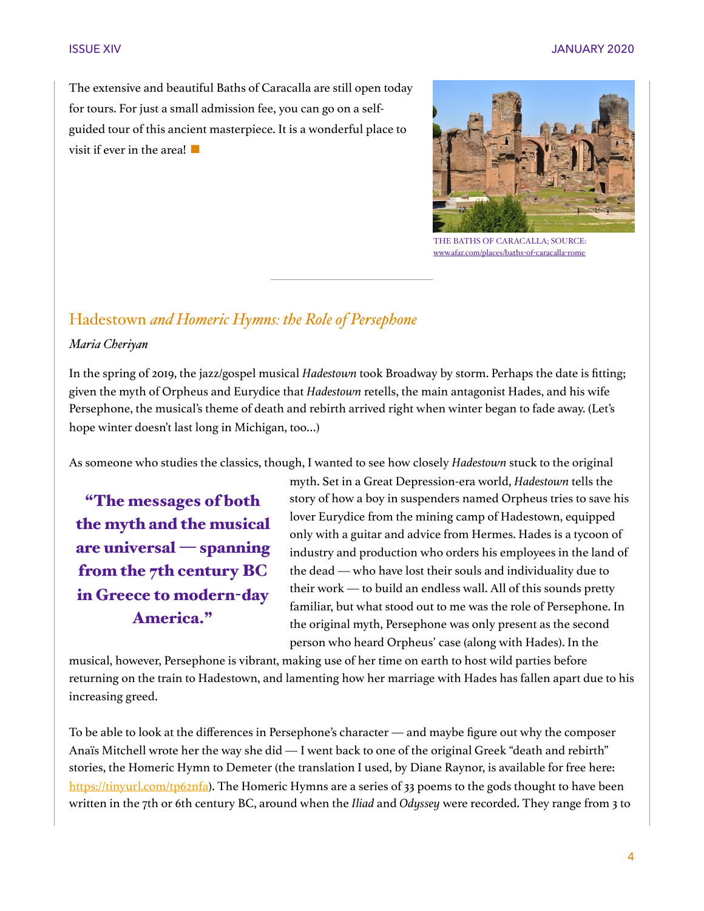The extensive and beautiful Baths of Caracalla are still open today for tours. For just a small admission fee, you can go on a self-guided tour of this ancient masterpiece. It is a wonderful place to visit if ever in the area! ■

THE BATHS OF CARACALLA; SOURCE: www.afar.com/places/baths-of-caracalla-rome

---

## *Hadestown* and Homeric Hymns: the Role of Persephone

*Maria Cheriyan*

In the spring of 2019, the jazz/gospel musical *Hadestown* took Broadway by storm. Perhaps the date is fitting; given the myth of Orpheus and Eurydice that *Hadestown* retells, the main antagonist Hades, and his wife Persephone, the musical's theme of death and rebirth arrived right when winter began to fade away. (Let's hope winter doesn't last long in Michigan, too…)

As someone who studies the classics, though, I wanted to see how closely *Hadestown* stuck to the original myth. Set in a Great Depression-era world, *Hadestown* tells the story of how a boy in suspenders named Orpheus tries to save his lover Eurydice from the mining camp of Hadestown, equipped only with a guitar and advice from Hermes. Hades is a tycoon of industry and production who orders his employees in the land of the dead — who have lost their souls and individuality due to their work — to build an endless wall. All of this sounds pretty familiar, but what stood out to me was the role of Persephone. In the original myth, Persephone was only present as the second person who heard Orpheus' case (along with Hades). In the musical, however, Persephone is vibrant, making use of her time on earth to host wild parties before returning on the train to Hadestown, and lamenting how her marriage with Hades has fallen apart due to his increasing greed.

> **"The messages of both the myth and the musical are universal — spanning from the 7th century BC in Greece to modern-day America."**

To be able to look at the differences in Persephone's character — and maybe figure out why the composer Anaïs Mitchell wrote her the way she did — I went back to one of the original Greek "death and rebirth" stories, the Homeric Hymn to Demeter (the translation I used, by Diane Raynor, is available for free here: https://tinyurl.com/tp62nfa). The Homeric Hymns are a series of 33 poems to the gods thought to have been written in the 7th or 6th century BC, around when the *Iliad* and *Odyssey* were recorded. They range from 3 to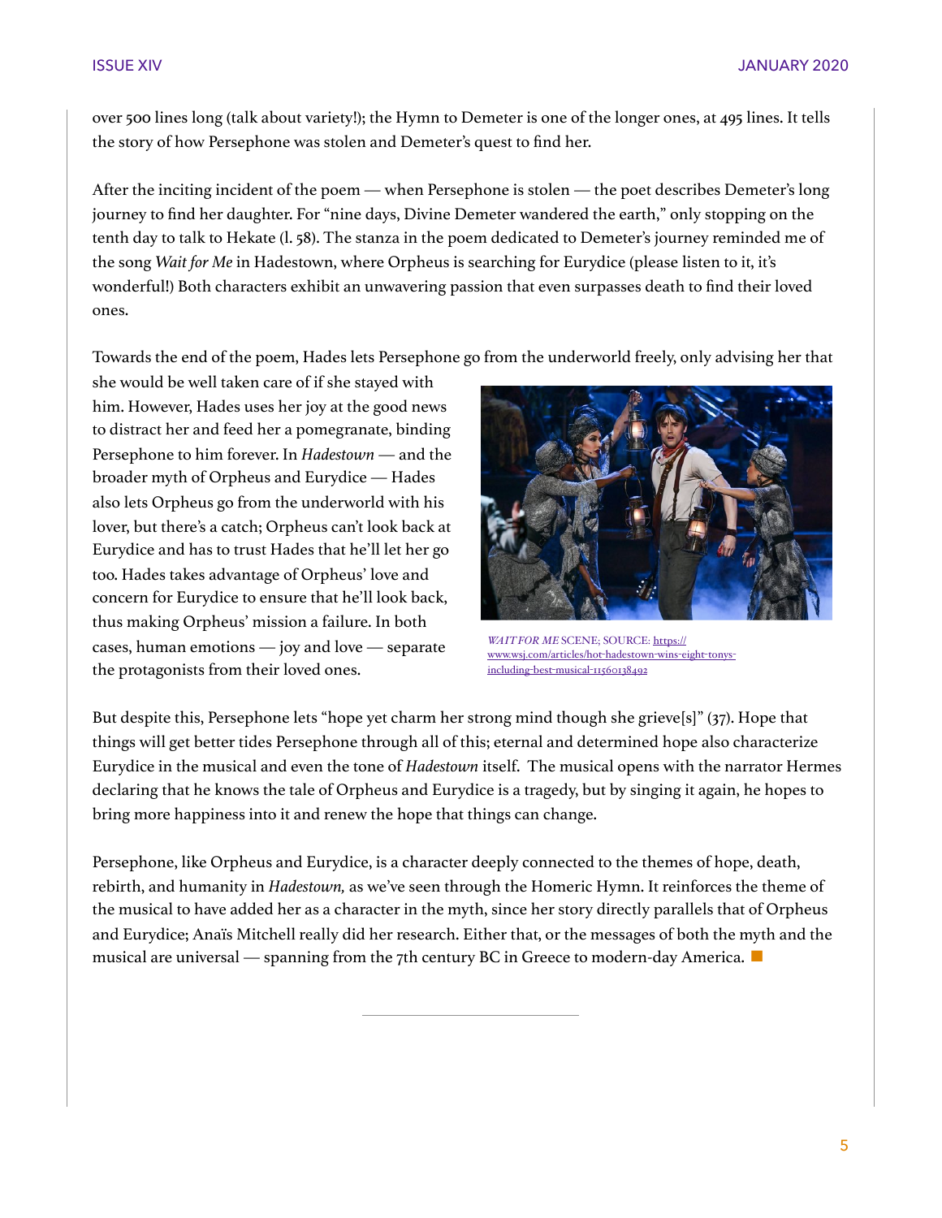over 500 lines long (talk about variety!); the Hymn to Demeter is one of the longer ones, at 495 lines. It tells the story of how Persephone was stolen and Demeter's quest to find her.

After the inciting incident of the poem — when Persephone is stolen — the poet describes Demeter's long journey to find her daughter. For "nine days, Divine Demeter wandered the earth," only stopping on the tenth day to talk to Hekate (l. 58). The stanza in the poem dedicated to Demeter's journey reminded me of the song *Wait for Me* in Hadestown, where Orpheus is searching for Eurydice (please listen to it, it's wonderful!) Both characters exhibit an unwavering passion that even surpasses death to find their loved ones.

Towards the end of the poem, Hades lets Persephone go from the underworld freely, only advising her that she would be well taken care of if she stayed with him. However, Hades uses her joy at the good news to distract her and feed her a pomegranate, binding Persephone to him forever. In *Hadestown* — and the broader myth of Orpheus and Eurydice — Hades also lets Orpheus go from the underworld with his lover, but there's a catch; Orpheus can't look back at Eurydice and has to trust Hades that he'll let her go too. Hades takes advantage of Orpheus' love and concern for Eurydice to ensure that he'll look back, thus making Orpheus' mission a failure. In both cases, human emotions — joy and love — separate the protagonists from their loved ones.

*WAIT FOR ME* SCENE; SOURCE: https://www.wsj.com/articles/hot-hadestown-wins-eight-tonys-including-best-musical-11560138492

But despite this, Persephone lets "hope yet charm her strong mind though she grieve[s]" (37). Hope that things will get better tides Persephone through all of this; eternal and determined hope also characterize Eurydice in the musical and even the tone of *Hadestown* itself. The musical opens with the narrator Hermes declaring that he knows the tale of Orpheus and Eurydice is a tragedy, but by singing it again, he hopes to bring more happiness into it and renew the hope that things can change.

Persephone, like Orpheus and Eurydice, is a character deeply connected to the themes of hope, death, rebirth, and humanity in *Hadestown,* as we've seen through the Homeric Hymn. It reinforces the theme of the musical to have added her as a character in the myth, since her story directly parallels that of Orpheus and Eurydice; Anaïs Mitchell really did her research. Either that, or the messages of both the myth and the musical are universal — spanning from the 7th century BC in Greece to modern-day America. ■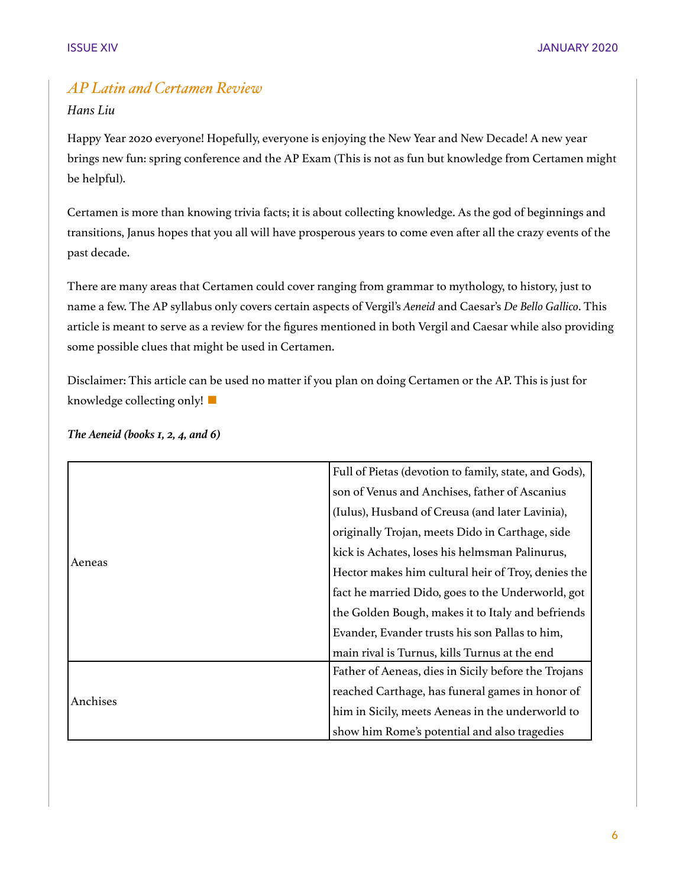## *AP Latin and Certamen Review*

*Hans Liu*

Happy Year 2020 everyone! Hopefully, everyone is enjoying the New Year and New Decade! A new year brings new fun: spring conference and the AP Exam (This is not as fun but knowledge from Certamen might be helpful).

Certamen is more than knowing trivia facts; it is about collecting knowledge. As the god of beginnings and transitions, Janus hopes that you all will have prosperous years to come even after all the crazy events of the past decade.

There are many areas that Certamen could cover ranging from grammar to mythology, to history, just to name a few. The AP syllabus only covers certain aspects of Vergil's *Aeneid* and Caesar's *De Bello Gallico*. This article is meant to serve as a review for the figures mentioned in both Vergil and Caesar while also providing some possible clues that might be used in Certamen.

Disclaimer: This article can be used no matter if you plan on doing Certamen or the AP. This is just for knowledge collecting only! ■

***The Aeneid (books 1, 2, 4, and 6)***

| | |
|---|---|
| Aeneas | Full of Pietas (devotion to family, state, and Gods), son of Venus and Anchises, father of Ascanius (Iulus), Husband of Creusa (and later Lavinia), originally Trojan, meets Dido in Carthage, side kick is Achates, loses his helmsman Palinurus, Hector makes him cultural heir of Troy, denies the fact he married Dido, goes to the Underworld, got the Golden Bough, makes it to Italy and befriends Evander, Evander trusts his son Pallas to him, main rival is Turnus, kills Turnus at the end |
| Anchises | Father of Aeneas, dies in Sicily before the Trojans reached Carthage, has funeral games in honor of him in Sicily, meets Aeneas in the underworld to show him Rome's potential and also tragedies |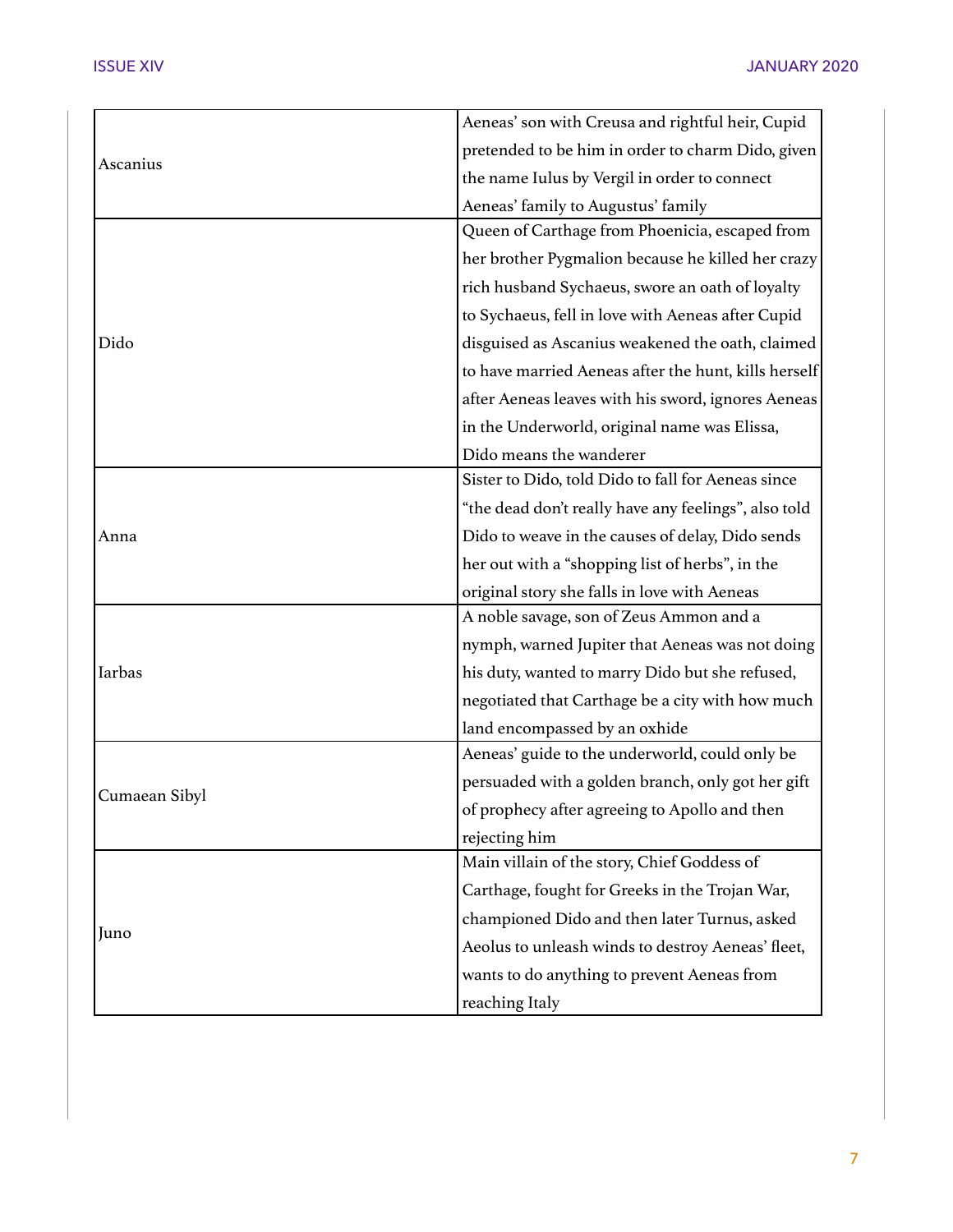| | |
|---|---|
| Ascanius | Aeneas' son with Creusa and rightful heir, Cupid pretended to be him in order to charm Dido, given the name Iulus by Vergil in order to connect Aeneas' family to Augustus' family |
| Dido | Queen of Carthage from Phoenicia, escaped from her brother Pygmalion because he killed her crazy rich husband Sychaeus, swore an oath of loyalty to Sychaeus, fell in love with Aeneas after Cupid disguised as Ascanius weakened the oath, claimed to have married Aeneas after the hunt, kills herself after Aeneas leaves with his sword, ignores Aeneas in the Underworld, original name was Elissa, Dido means the wanderer |
| Anna | Sister to Dido, told Dido to fall for Aeneas since "the dead don't really have any feelings", also told Dido to weave in the causes of delay, Dido sends her out with a "shopping list of herbs", in the original story she falls in love with Aeneas |
| Iarbas | A noble savage, son of Zeus Ammon and a nymph, warned Jupiter that Aeneas was not doing his duty, wanted to marry Dido but she refused, negotiated that Carthage be a city with how much land encompassed by an oxhide |
| Cumaean Sibyl | Aeneas' guide to the underworld, could only be persuaded with a golden branch, only got her gift of prophecy after agreeing to Apollo and then rejecting him |
| Juno | Main villain of the story, Chief Goddess of Carthage, fought for Greeks in the Trojan War, championed Dido and then later Turnus, asked Aeolus to unleash winds to destroy Aeneas' fleet, wants to do anything to prevent Aeneas from reaching Italy |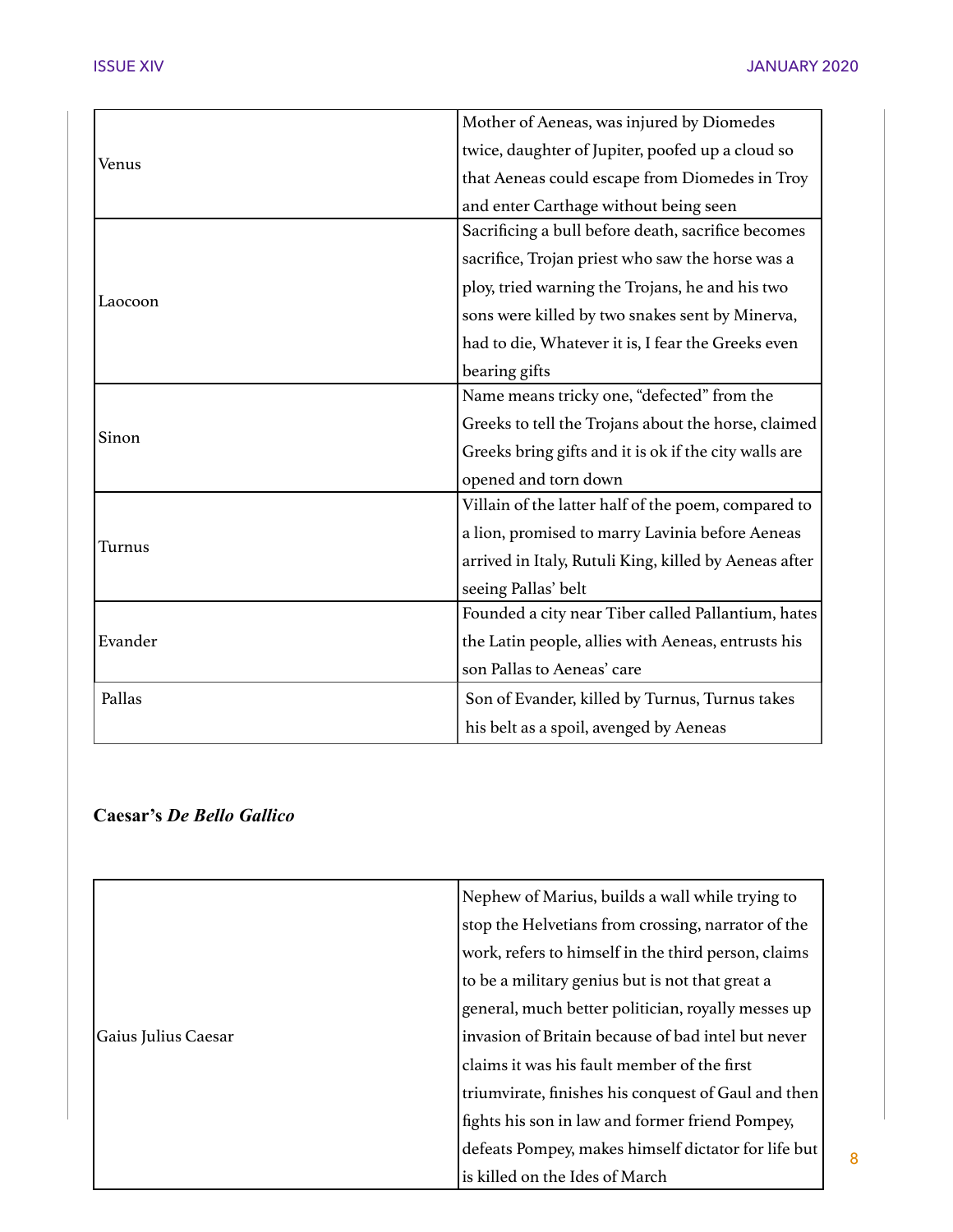| | |
|---|---|
| Venus | Mother of Aeneas, was injured by Diomedes twice, daughter of Jupiter, poofed up a cloud so that Aeneas could escape from Diomedes in Troy and enter Carthage without being seen |
| Laocoon | Sacrificing a bull before death, sacrifice becomes sacrifice, Trojan priest who saw the horse was a ploy, tried warning the Trojans, he and his two sons were killed by two snakes sent by Minerva, had to die, Whatever it is, I fear the Greeks even bearing gifts |
| Sinon | Name means tricky one, "defected" from the Greeks to tell the Trojans about the horse, claimed Greeks bring gifts and it is ok if the city walls are opened and torn down |
| Turnus | Villain of the latter half of the poem, compared to a lion, promised to marry Lavinia before Aeneas arrived in Italy, Rutuli King, killed by Aeneas after seeing Pallas' belt |
| Evander | Founded a city near Tiber called Pallantium, hates the Latin people, allies with Aeneas, entrusts his son Pallas to Aeneas' care |
| Pallas | Son of Evander, killed by Turnus, Turnus takes his belt as a spoil, avenged by Aeneas |

**Caesar's *De Bello Gallico***

| | |
|---|---|
| Gaius Julius Caesar | Nephew of Marius, builds a wall while trying to stop the Helvetians from crossing, narrator of the work, refers to himself in the third person, claims to be a military genius but is not that great a general, much better politician, royally messes up invasion of Britain because of bad intel but never claims it was his fault member of the first triumvirate, finishes his conquest of Gaul and then fights his son in law and former friend Pompey, defeats Pompey, makes himself dictator for life but is killed on the Ides of March |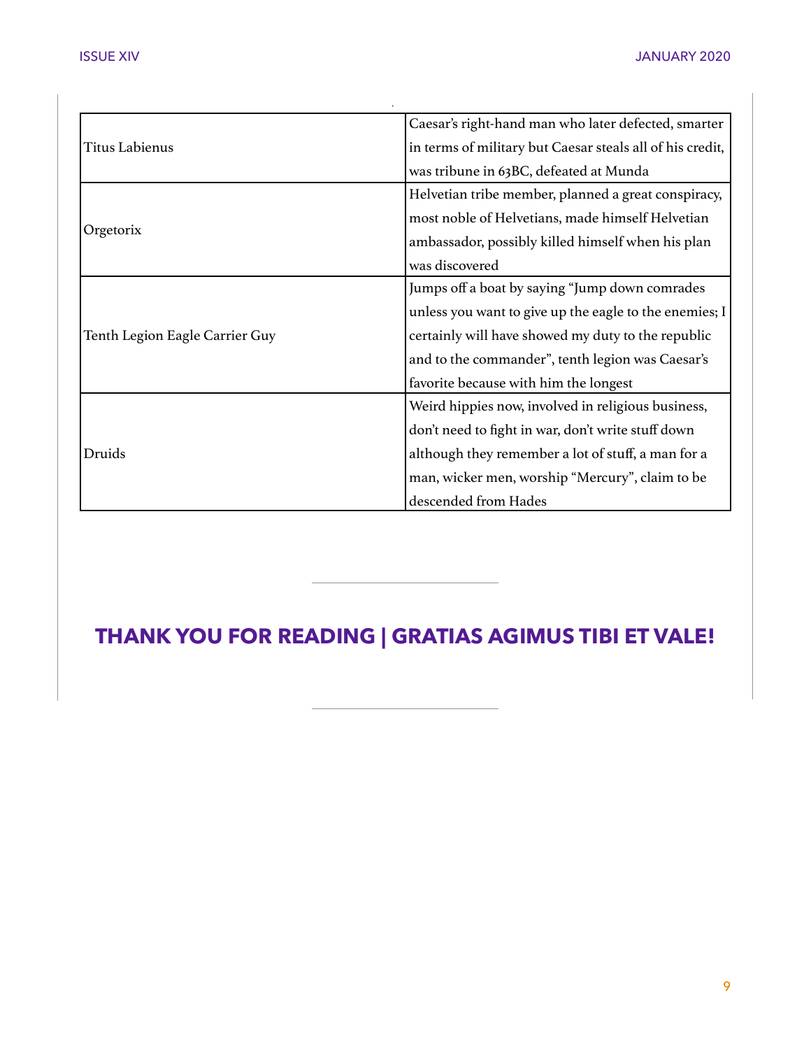| | |
|---|---|
| Titus Labienus | Caesar's right-hand man who later defected, smarter in terms of military but Caesar steals all of his credit, was tribune in 63BC, defeated at Munda |
| Orgetorix | Helvetian tribe member, planned a great conspiracy, most noble of Helvetians, made himself Helvetian ambassador, possibly killed himself when his plan was discovered |
| Tenth Legion Eagle Carrier Guy | Jumps off a boat by saying "Jump down comrades unless you want to give up the eagle to the enemies; I certainly will have showed my duty to the republic and to the commander", tenth legion was Caesar's favorite because with him the longest |
| Druids | Weird hippies now, involved in religious business, don't need to fight in war, don't write stuff down although they remember a lot of stuff, a man for a man, wicker men, worship "Mercury", claim to be descended from Hades |

---

## THANK YOU FOR READING | GRATIAS AGIMUS TIBI ET VALE!

---